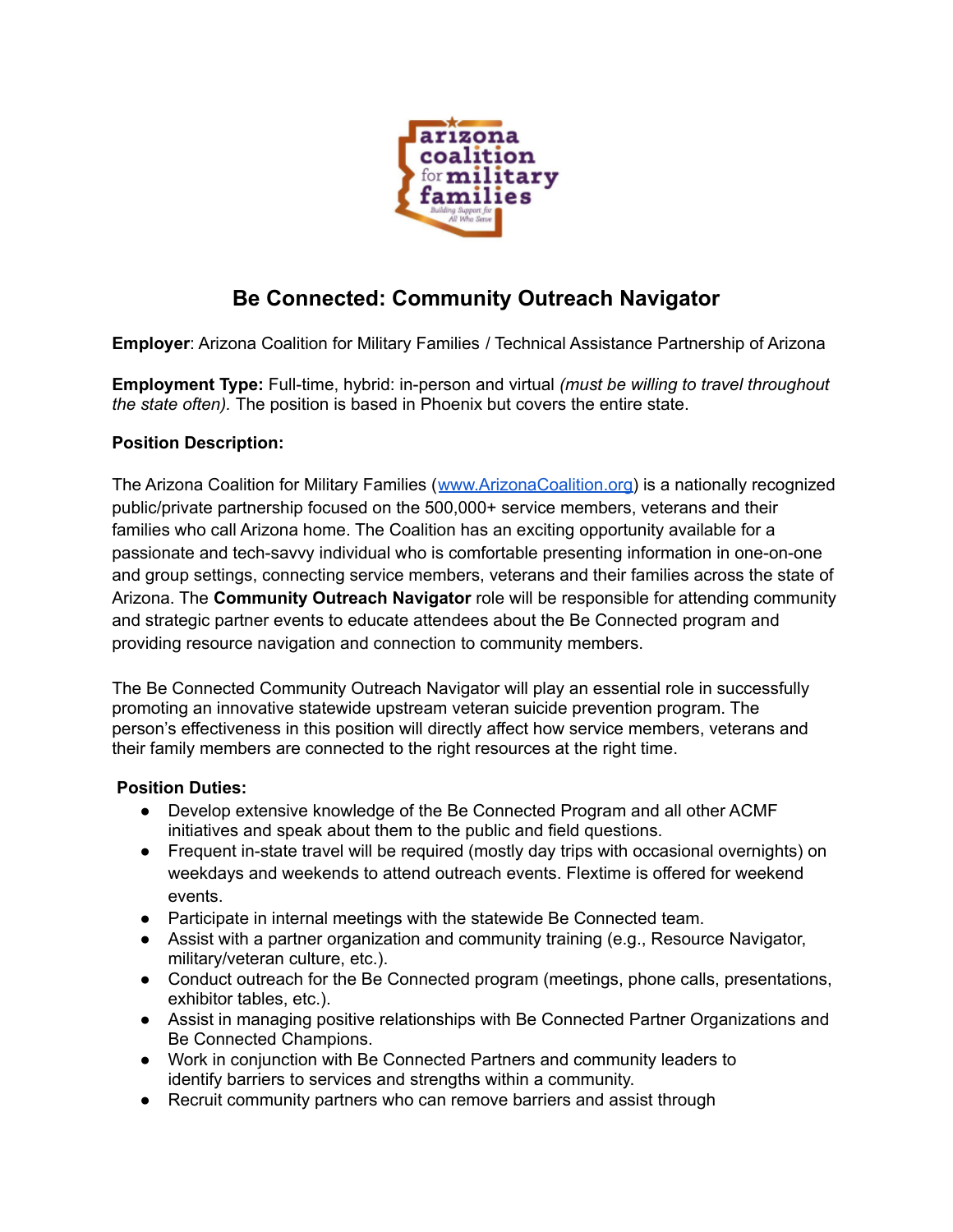# Be Connected: Community Outreach Navigator

**Employer**: Arizona Coalition for Military Families / Technical Assistance Partnership of Arizona

**Employment Type:** Full-time, hybrid: in-person and virtual *(must be willing to travel throughout the state often).* The position is based in Phoenix but covers the entire state.

**Position Description:**

The Arizona Coalition for Military Families ([www.ArizonaCoalition.org](http://www.ArizonaCoalition.org)) is a nationally recognized public/private partnership focused on the 500,000+ service members, veterans and their families who call Arizona home. The Coalition has an exciting opportunity available for a passionate and tech-savvy individual who is comfortable presenting information in one-on-one and group settings, connecting service members, veterans and their families across the state of Arizona. The **Community Outreach Navigator** role will be responsible for attending community and strategic partner events to educate attendees about the Be Connected program and providing resource navigation and connection to community members.

The Be Connected Community Outreach Navigator will play an essential role in successfully promoting an innovative statewide upstream veteran suicide prevention program. The person's effectiveness in this position will directly affect how service members, veterans and their family members are connected to the right resources at the right time.

**Position Duties:**

- Develop extensive knowledge of the Be Connected Program and all other ACMF initiatives and speak about them to the public and field questions.
- Frequent in-state travel will be required (mostly day trips with occasional overnights) on weekdays and weekends to attend outreach events. Flextime is offered for weekend events.
- Participate in internal meetings with the statewide Be Connected team.
- Assist with a partner organization and community training (e.g., Resource Navigator, military/veteran culture, etc.).
- Conduct outreach for the Be Connected program (meetings, phone calls, presentations, exhibitor tables, etc.).
- Assist in managing positive relationships with Be Connected Partner Organizations and Be Connected Champions.
- Work in conjunction with Be Connected Partners and community leaders to identify barriers to services and strengths within a community.
- Recruit community partners who can remove barriers and assist through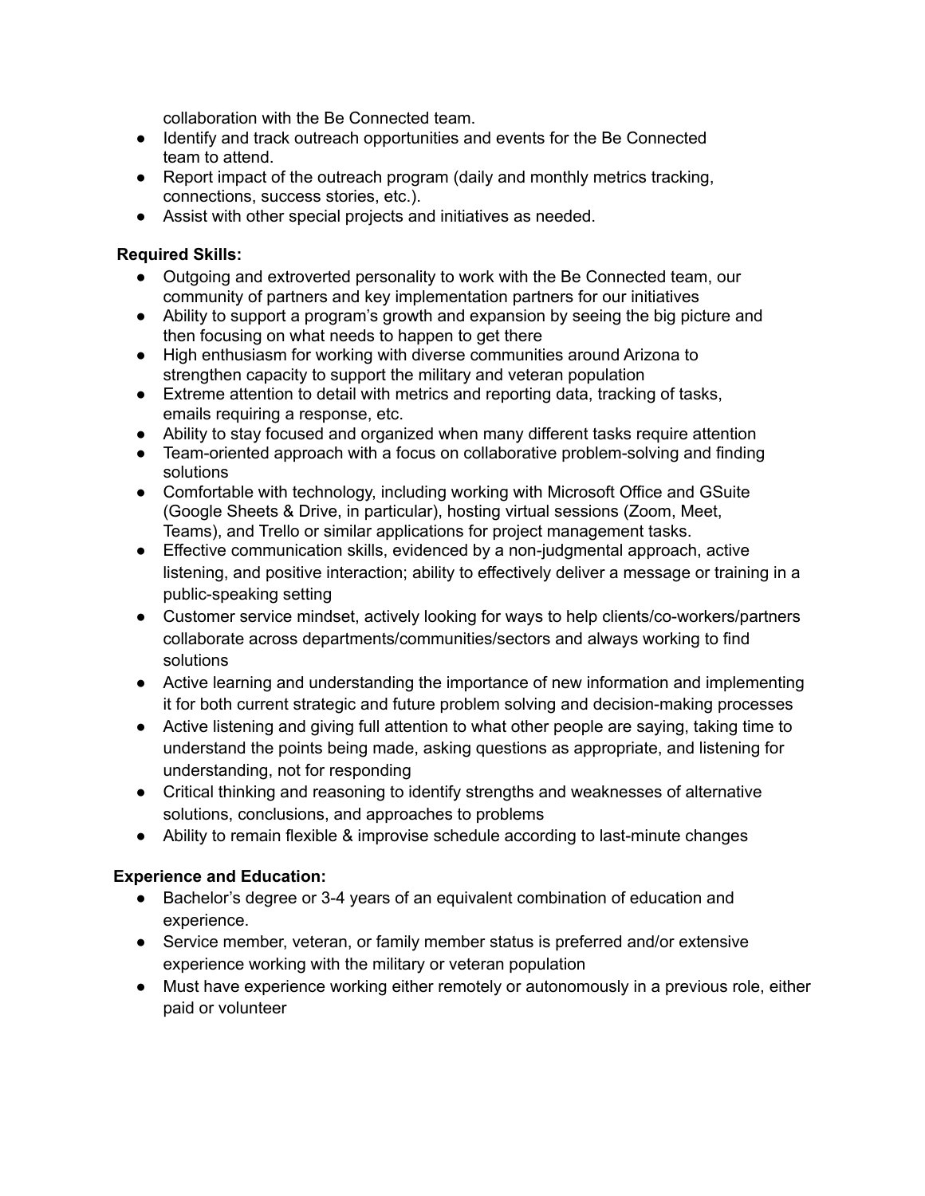collaboration with the Be Connected team.

- Identify and track outreach opportunities and events for the Be Connected team to attend.
- Report impact of the outreach program (daily and monthly metrics tracking, connections, success stories, etc.).
- Assist with other special projects and initiatives as needed.

**Required Skills:**

- Outgoing and extroverted personality to work with the Be Connected team, our community of partners and key implementation partners for our initiatives
- Ability to support a program's growth and expansion by seeing the big picture and then focusing on what needs to happen to get there
- High enthusiasm for working with diverse communities around Arizona to strengthen capacity to support the military and veteran population
- Extreme attention to detail with metrics and reporting data, tracking of tasks, emails requiring a response, etc.
- Ability to stay focused and organized when many different tasks require attention
- Team-oriented approach with a focus on collaborative problem-solving and finding solutions
- Comfortable with technology, including working with Microsoft Office and GSuite (Google Sheets & Drive, in particular), hosting virtual sessions (Zoom, Meet, Teams), and Trello or similar applications for project management tasks.
- Effective communication skills, evidenced by a non-judgmental approach, active listening, and positive interaction; ability to effectively deliver a message or training in a public-speaking setting
- Customer service mindset, actively looking for ways to help clients/co-workers/partners collaborate across departments/communities/sectors and always working to find solutions
- Active learning and understanding the importance of new information and implementing it for both current strategic and future problem solving and decision-making processes
- Active listening and giving full attention to what other people are saying, taking time to understand the points being made, asking questions as appropriate, and listening for understanding, not for responding
- Critical thinking and reasoning to identify strengths and weaknesses of alternative solutions, conclusions, and approaches to problems
- Ability to remain flexible & improvise schedule according to last-minute changes

**Experience and Education:**

- Bachelor's degree or 3-4 years of an equivalent combination of education and experience.
- Service member, veteran, or family member status is preferred and/or extensive experience working with the military or veteran population
- Must have experience working either remotely or autonomously in a previous role, either paid or volunteer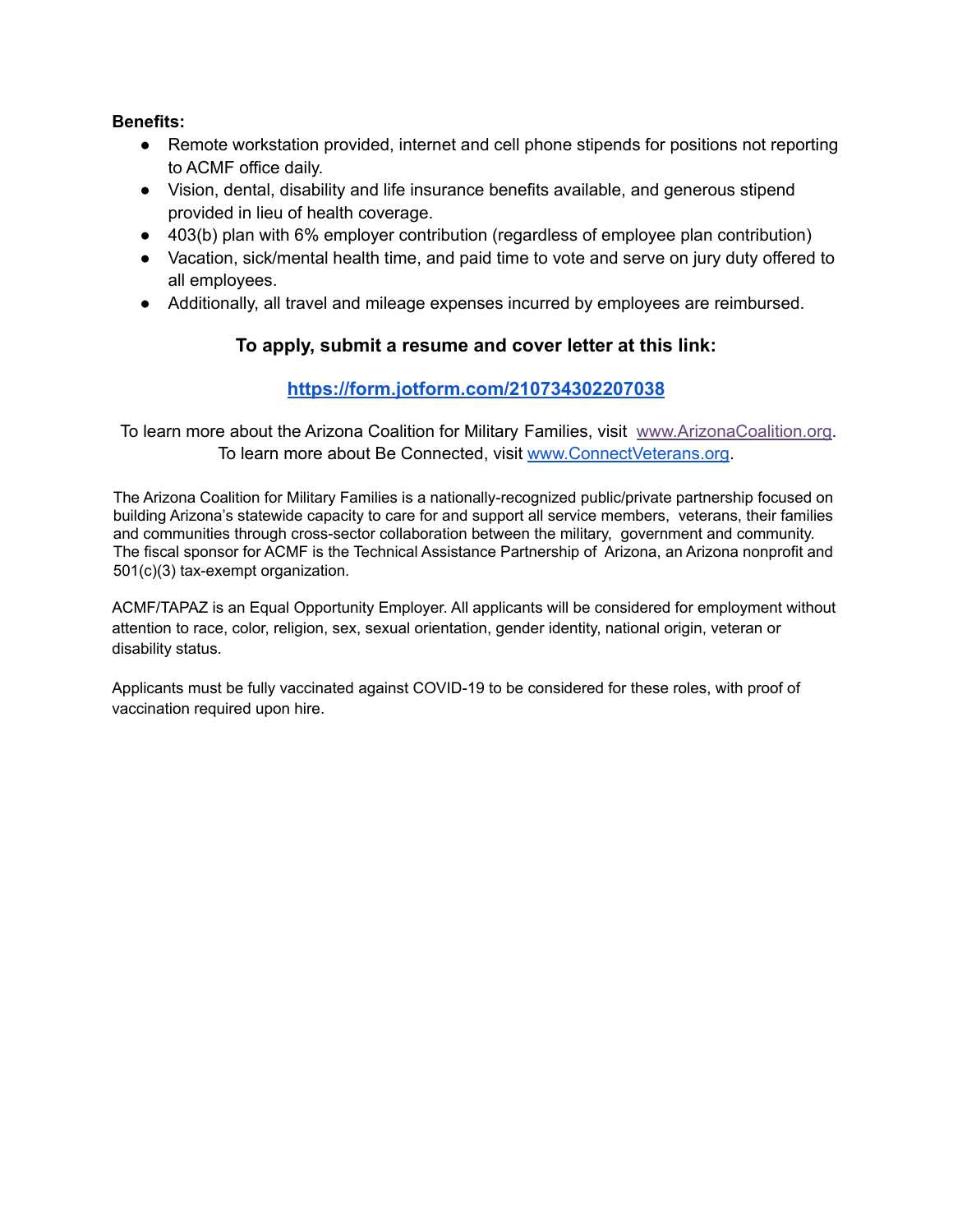**Benefits:**

- Remote workstation provided, internet and cell phone stipends for positions not reporting to ACMF office daily.
- Vision, dental, disability and life insurance benefits available, and generous stipend provided in lieu of health coverage.
- 403(b) plan with 6% employer contribution (regardless of employee plan contribution)
- Vacation, sick/mental health time, and paid time to vote and serve on jury duty offered to all employees.
- Additionally, all travel and mileage expenses incurred by employees are reimbursed.

**To apply, submit a resume and cover letter at this link:**

**https://form.jotform.com/210734302207038**

To learn more about the Arizona Coalition for Military Families, visit www.ArizonaCoalition.org.
To learn more about Be Connected, visit www.ConnectVeterans.org.

The Arizona Coalition for Military Families is a nationally-recognized public/private partnership focused on building Arizona's statewide capacity to care for and support all service members, veterans, their families and communities through cross-sector collaboration between the military, government and community. The fiscal sponsor for ACMF is the Technical Assistance Partnership of Arizona, an Arizona nonprofit and 501(c)(3) tax-exempt organization.

ACMF/TAPAZ is an Equal Opportunity Employer. All applicants will be considered for employment without attention to race, color, religion, sex, sexual orientation, gender identity, national origin, veteran or disability status.

Applicants must be fully vaccinated against COVID-19 to be considered for these roles, with proof of vaccination required upon hire.